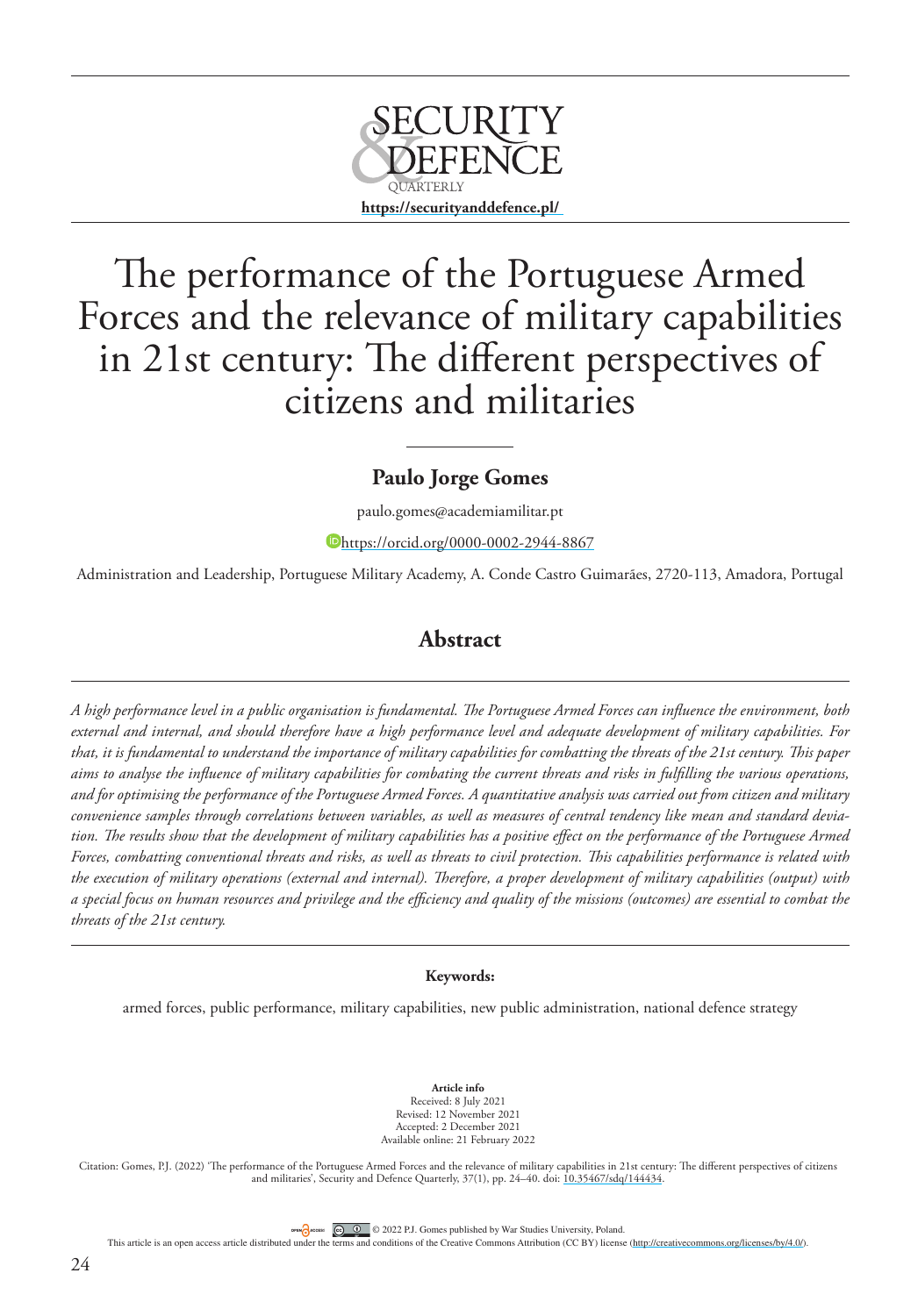# The performance of the Portuguese Armed Forces and the relevance of military capabilities in 21st century: The different perspectives of citizens and militaries

**Paulo Jorge Gomes**

paulo.gomes@academiamilitar.pt

https://orcid.org/0000-0002-2944-8867

Administration and Leadership, Portuguese Military Academy, A. Conde Castro Guimarães, 2720-113, Amadora, Portugal

## Abstract

*A high performance level in a public organisation is fundamental. The Portuguese Armed Forces can influence the environment, both external and internal, and should therefore have a high performance level and adequate development of military capabilities. For that, it is fundamental to understand the importance of military capabilities for combatting the threats of the 21st century. This paper aims to analyse the influence of military capabilities for combating the current threats and risks in fulfilling the various operations, and for optimising the performance of the Portuguese Armed Forces. A quantitative analysis was carried out from citizen and military convenience samples through correlations between variables, as well as measures of central tendency like mean and standard deviation. The results show that the development of military capabilities has a positive effect on the performance of the Portuguese Armed Forces, combatting conventional threats and risks, as well as threats to civil protection. This capabilities performance is related with the execution of military operations (external and internal). Therefore, a proper development of military capabilities (output) with a special focus on human resources and privilege and the efficiency and quality of the missions (outcomes) are essential to combat the threats of the 21st century.*

**Keywords:**

armed forces, public performance, military capabilities, new public administration, national defence strategy

**Article info**
Received: 8 July 2021
Revised: 12 November 2021
Accepted: 2 December 2021
Available online: 21 February 2022

Citation: Gomes, P.J. (2022) 'The performance of the Portuguese Armed Forces and the relevance of military capabilities in 21st century: The different perspectives of citizens and militaries', Security and Defence Quarterly, 37(1), pp. 24–40. doi: 10.35467/sdq/144434.

© 2022 P.J. Gomes published by War Studies University, Poland.
This article is an open access article distributed under the terms and conditions of the Creative Commons Attribution (CC BY) license (http://creativecommons.org/licenses/by/4.0/).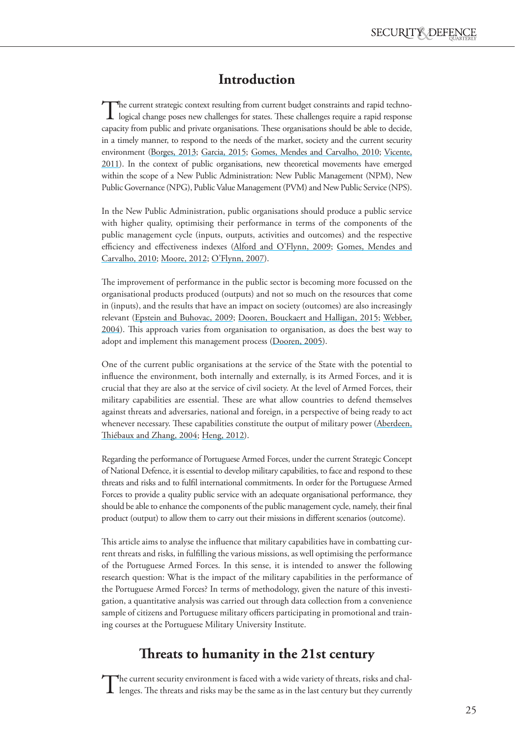## Introduction

The current strategic context resulting from current budget constraints and rapid technological change poses new challenges for states. These challenges require a rapid response capacity from public and private organisations. These organisations should be able to decide, in a timely manner, to respond to the needs of the market, society and the current security environment (Borges, 2013; Garcia, 2015; Gomes, Mendes and Carvalho, 2010; Vicente, 2011). In the context of public organisations, new theoretical movements have emerged within the scope of a New Public Administration: New Public Management (NPM), New Public Governance (NPG), Public Value Management (PVM) and New Public Service (NPS).

In the New Public Administration, public organisations should produce a public service with higher quality, optimising their performance in terms of the components of the public management cycle (inputs, outputs, activities and outcomes) and the respective efficiency and effectiveness indexes (Alford and O'Flynn, 2009; Gomes, Mendes and Carvalho, 2010; Moore, 2012; O'Flynn, 2007).

The improvement of performance in the public sector is becoming more focussed on the organisational products produced (outputs) and not so much on the resources that come in (inputs), and the results that have an impact on society (outcomes) are also increasingly relevant (Epstein and Buhovac, 2009; Dooren, Bouckaert and Halligan, 2015; Webber, 2004). This approach varies from organisation to organisation, as does the best way to adopt and implement this management process (Dooren, 2005).

One of the current public organisations at the service of the State with the potential to influence the environment, both internally and externally, is its Armed Forces, and it is crucial that they are also at the service of civil society. At the level of Armed Forces, their military capabilities are essential. These are what allow countries to defend themselves against threats and adversaries, national and foreign, in a perspective of being ready to act whenever necessary. These capabilities constitute the output of military power (Aberdeen, Thiébaux and Zhang, 2004; Heng, 2012).

Regarding the performance of Portuguese Armed Forces, under the current Strategic Concept of National Defence, it is essential to develop military capabilities, to face and respond to these threats and risks and to fulfil international commitments. In order for the Portuguese Armed Forces to provide a quality public service with an adequate organisational performance, they should be able to enhance the components of the public management cycle, namely, their final product (output) to allow them to carry out their missions in different scenarios (outcome).

This article aims to analyse the influence that military capabilities have in combatting current threats and risks, in fulfilling the various missions, as well optimising the performance of the Portuguese Armed Forces. In this sense, it is intended to answer the following research question: What is the impact of the military capabilities in the performance of the Portuguese Armed Forces? In terms of methodology, given the nature of this investigation, a quantitative analysis was carried out through data collection from a convenience sample of citizens and Portuguese military officers participating in promotional and training courses at the Portuguese Military University Institute.

## Threats to humanity in the 21st century

The current security environment is faced with a wide variety of threats, risks and challenges. The threats and risks may be the same as in the last century but they currently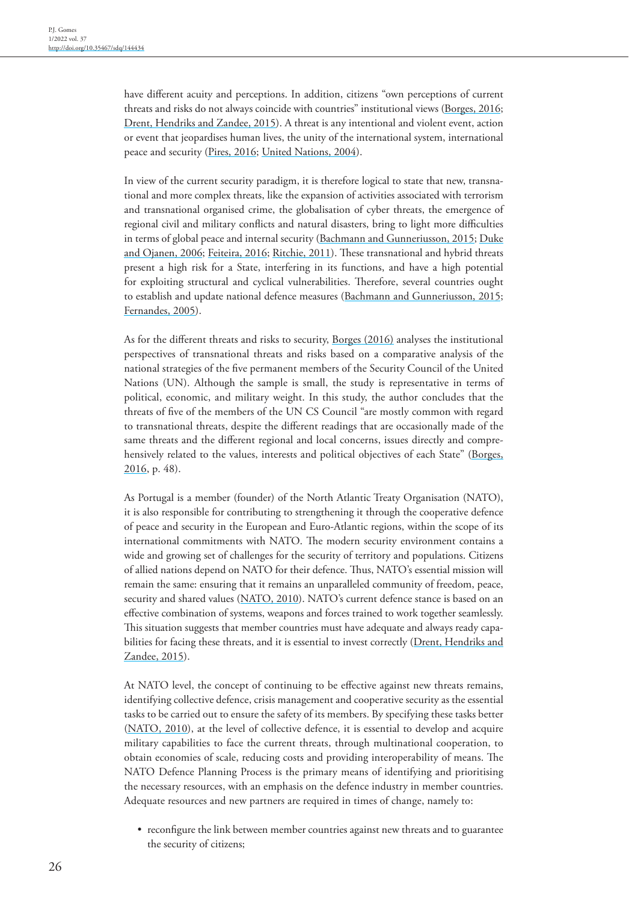have different acuity and perceptions. In addition, citizens "own perceptions of current threats and risks do not always coincide with countries" institutional views (Borges, 2016; Drent, Hendriks and Zandee, 2015). A threat is any intentional and violent event, action or event that jeopardises human lives, the unity of the international system, international peace and security (Pires, 2016; United Nations, 2004).

In view of the current security paradigm, it is therefore logical to state that new, transnational and more complex threats, like the expansion of activities associated with terrorism and transnational organised crime, the globalisation of cyber threats, the emergence of regional civil and military conflicts and natural disasters, bring to light more difficulties in terms of global peace and internal security (Bachmann and Gunneriusson, 2015; Duke and Ojanen, 2006; Feiteira, 2016; Ritchie, 2011). These transnational and hybrid threats present a high risk for a State, interfering in its functions, and have a high potential for exploiting structural and cyclical vulnerabilities. Therefore, several countries ought to establish and update national defence measures (Bachmann and Gunneriusson, 2015; Fernandes, 2005).

As for the different threats and risks to security, Borges (2016) analyses the institutional perspectives of transnational threats and risks based on a comparative analysis of the national strategies of the five permanent members of the Security Council of the United Nations (UN). Although the sample is small, the study is representative in terms of political, economic, and military weight. In this study, the author concludes that the threats of five of the members of the UN CS Council "are mostly common with regard to transnational threats, despite the different readings that are occasionally made of the same threats and the different regional and local concerns, issues directly and comprehensively related to the values, interests and political objectives of each State" (Borges, 2016, p. 48).

As Portugal is a member (founder) of the North Atlantic Treaty Organisation (NATO), it is also responsible for contributing to strengthening it through the cooperative defence of peace and security in the European and Euro-Atlantic regions, within the scope of its international commitments with NATO. The modern security environment contains a wide and growing set of challenges for the security of territory and populations. Citizens of allied nations depend on NATO for their defence. Thus, NATO's essential mission will remain the same: ensuring that it remains an unparalleled community of freedom, peace, security and shared values (NATO, 2010). NATO's current defence stance is based on an effective combination of systems, weapons and forces trained to work together seamlessly. This situation suggests that member countries must have adequate and always ready capabilities for facing these threats, and it is essential to invest correctly (Drent, Hendriks and Zandee, 2015).

At NATO level, the concept of continuing to be effective against new threats remains, identifying collective defence, crisis management and cooperative security as the essential tasks to be carried out to ensure the safety of its members. By specifying these tasks better (NATO, 2010), at the level of collective defence, it is essential to develop and acquire military capabilities to face the current threats, through multinational cooperation, to obtain economies of scale, reducing costs and providing interoperability of means. The NATO Defence Planning Process is the primary means of identifying and prioritising the necessary resources, with an emphasis on the defence industry in member countries. Adequate resources and new partners are required in times of change, namely to:

- reconfigure the link between member countries against new threats and to guarantee the security of citizens;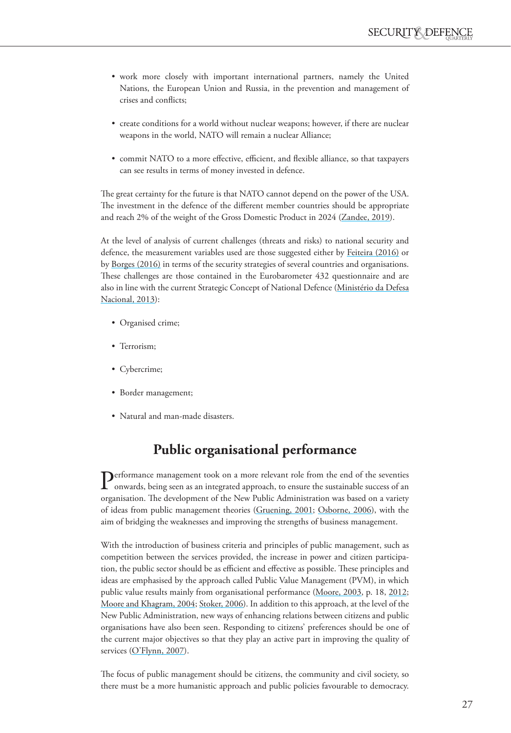- work more closely with important international partners, namely the United Nations, the European Union and Russia, in the prevention and management of crises and conflicts;
- create conditions for a world without nuclear weapons; however, if there are nuclear weapons in the world, NATO will remain a nuclear Alliance;
- commit NATO to a more effective, efficient, and flexible alliance, so that taxpayers can see results in terms of money invested in defence.

The great certainty for the future is that NATO cannot depend on the power of the USA. The investment in the defence of the different member countries should be appropriate and reach 2% of the weight of the Gross Domestic Product in 2024 (Zandee, 2019).

At the level of analysis of current challenges (threats and risks) to national security and defence, the measurement variables used are those suggested either by Feiteira (2016) or by Borges (2016) in terms of the security strategies of several countries and organisations. These challenges are those contained in the Eurobarometer 432 questionnaire and are also in line with the current Strategic Concept of National Defence (Ministério da Defesa Nacional, 2013):

- Organised crime;
- Terrorism;
- Cybercrime;
- Border management;
- Natural and man-made disasters.

## Public organisational performance

Performance management took on a more relevant role from the end of the seventies onwards, being seen as an integrated approach, to ensure the sustainable success of an organisation. The development of the New Public Administration was based on a variety of ideas from public management theories (Gruening, 2001; Osborne, 2006), with the aim of bridging the weaknesses and improving the strengths of business management.

With the introduction of business criteria and principles of public management, such as competition between the services provided, the increase in power and citizen participation, the public sector should be as efficient and effective as possible. These principles and ideas are emphasised by the approach called Public Value Management (PVM), in which public value results mainly from organisational performance (Moore, 2003, p. 18, 2012; Moore and Khagram, 2004; Stoker, 2006). In addition to this approach, at the level of the New Public Administration, new ways of enhancing relations between citizens and public organisations have also been seen. Responding to citizens' preferences should be one of the current major objectives so that they play an active part in improving the quality of services (O'Flynn, 2007).

The focus of public management should be citizens, the community and civil society, so there must be a more humanistic approach and public policies favourable to democracy.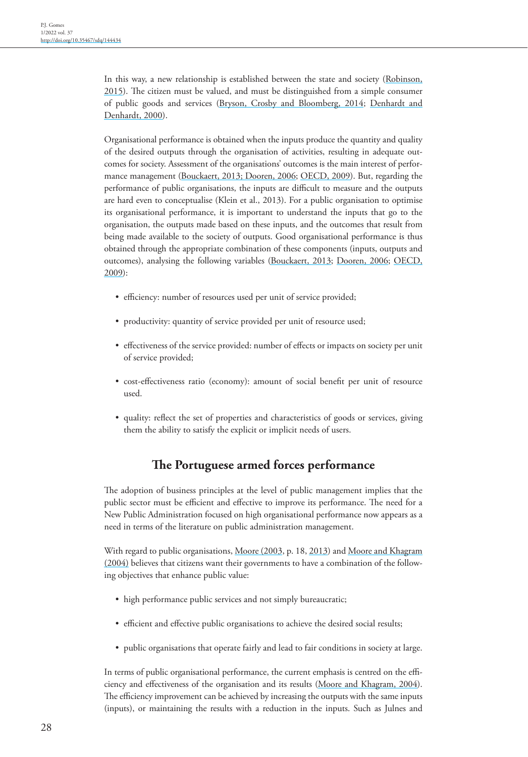In this way, a new relationship is established between the state and society (Robinson, 2015). The citizen must be valued, and must be distinguished from a simple consumer of public goods and services (Bryson, Crosby and Bloomberg, 2014; Denhardt and Denhardt, 2000).

Organisational performance is obtained when the inputs produce the quantity and quality of the desired outputs through the organisation of activities, resulting in adequate outcomes for society. Assessment of the organisations' outcomes is the main interest of performance management (Bouckaert, 2013; Dooren, 2006; OECD, 2009). But, regarding the performance of public organisations, the inputs are difficult to measure and the outputs are hard even to conceptualise (Klein et al., 2013). For a public organisation to optimise its organisational performance, it is important to understand the inputs that go to the organisation, the outputs made based on these inputs, and the outcomes that result from being made available to the society of outputs. Good organisational performance is thus obtained through the appropriate combination of these components (inputs, outputs and outcomes), analysing the following variables (Bouckaert, 2013; Dooren, 2006; OECD, 2009):

- efficiency: number of resources used per unit of service provided;
- productivity: quantity of service provided per unit of resource used;
- effectiveness of the service provided: number of effects or impacts on society per unit of service provided;
- cost-effectiveness ratio (economy): amount of social benefit per unit of resource used.
- quality: reflect the set of properties and characteristics of goods or services, giving them the ability to satisfy the explicit or implicit needs of users.

## The Portuguese armed forces performance

The adoption of business principles at the level of public management implies that the public sector must be efficient and effective to improve its performance. The need for a New Public Administration focused on high organisational performance now appears as a need in terms of the literature on public administration management.

With regard to public organisations, Moore (2003, p. 18, 2013) and Moore and Khagram (2004) believes that citizens want their governments to have a combination of the following objectives that enhance public value:

- high performance public services and not simply bureaucratic;
- efficient and effective public organisations to achieve the desired social results;
- public organisations that operate fairly and lead to fair conditions in society at large.

In terms of public organisational performance, the current emphasis is centred on the efficiency and effectiveness of the organisation and its results (Moore and Khagram, 2004). The efficiency improvement can be achieved by increasing the outputs with the same inputs (inputs), or maintaining the results with a reduction in the inputs. Such as Julnes and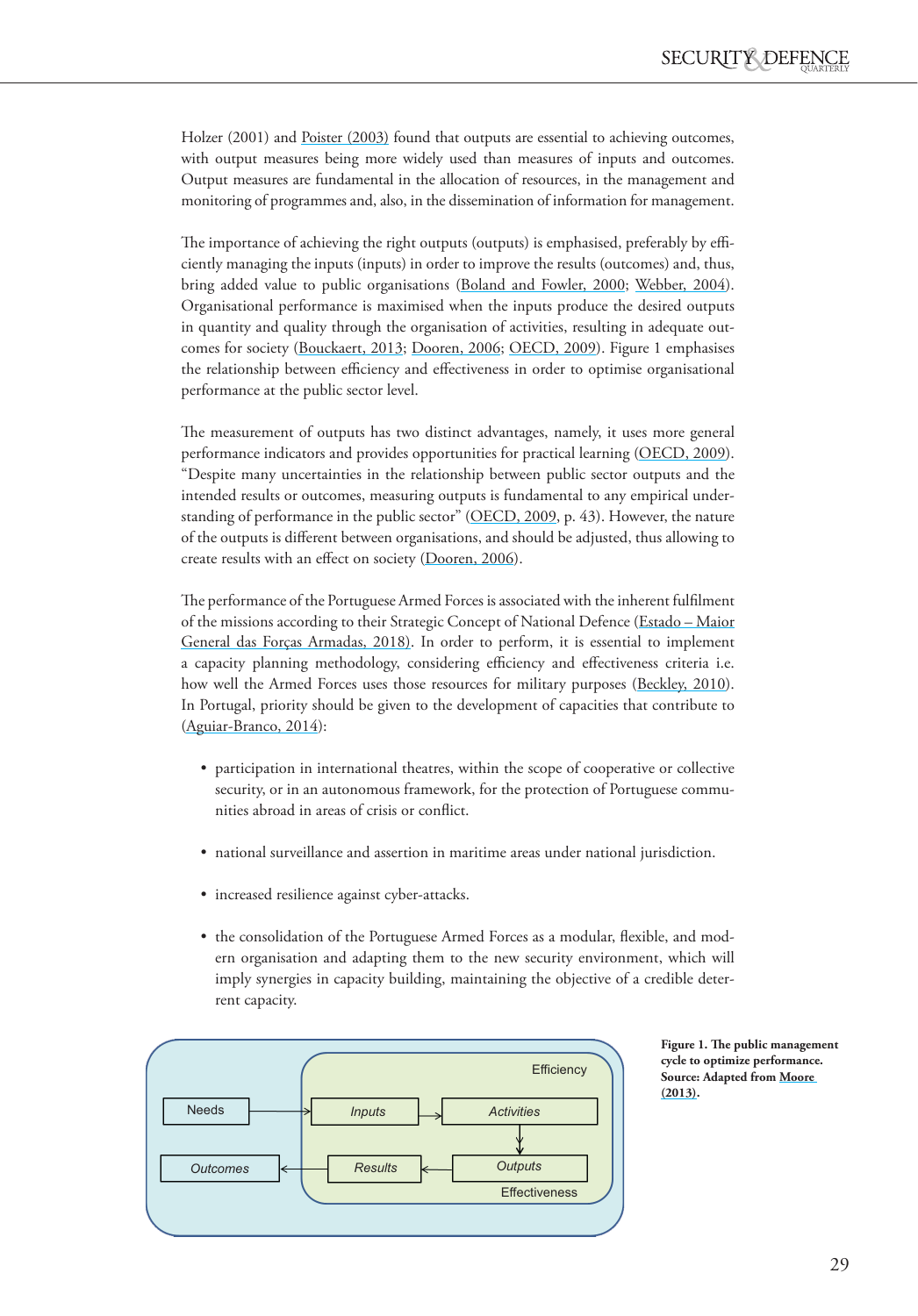Holzer (2001) and Poister (2003) found that outputs are essential to achieving outcomes, with output measures being more widely used than measures of inputs and outcomes. Output measures are fundamental in the allocation of resources, in the management and monitoring of programmes and, also, in the dissemination of information for management.

The importance of achieving the right outputs (outputs) is emphasised, preferably by efficiently managing the inputs (inputs) in order to improve the results (outcomes) and, thus, bring added value to public organisations (Boland and Fowler, 2000; Webber, 2004). Organisational performance is maximised when the inputs produce the desired outputs in quantity and quality through the organisation of activities, resulting in adequate outcomes for society (Bouckaert, 2013; Dooren, 2006; OECD, 2009). Figure 1 emphasises the relationship between efficiency and effectiveness in order to optimise organisational performance at the public sector level.

The measurement of outputs has two distinct advantages, namely, it uses more general performance indicators and provides opportunities for practical learning (OECD, 2009). "Despite many uncertainties in the relationship between public sector outputs and the intended results or outcomes, measuring outputs is fundamental to any empirical understanding of performance in the public sector" (OECD, 2009, p. 43). However, the nature of the outputs is different between organisations, and should be adjusted, thus allowing to create results with an effect on society (Dooren, 2006).

The performance of the Portuguese Armed Forces is associated with the inherent fulfilment of the missions according to their Strategic Concept of National Defence (Estado – Maior General das Forças Armadas, 2018). In order to perform, it is essential to implement a capacity planning methodology, considering efficiency and effectiveness criteria i.e. how well the Armed Forces uses those resources for military purposes (Beckley, 2010). In Portugal, priority should be given to the development of capacities that contribute to (Aguiar-Branco, 2014):

- participation in international theatres, within the scope of cooperative or collective security, or in an autonomous framework, for the protection of Portuguese communities abroad in areas of crisis or conflict.
- national surveillance and assertion in maritime areas under national jurisdiction.
- increased resilience against cyber-attacks.
- the consolidation of the Portuguese Armed Forces as a modular, flexible, and modern organisation and adapting them to the new security environment, which will imply synergies in capacity building, maintaining the objective of a credible deterrent capacity.

Needs → *Inputs* → *Activities* → *Outputs* → *Results* → *Outcomes* (Efficiency; Effectiveness)

**Figure 1. The public management cycle to optimize performance. Source: Adapted from Moore (2013).**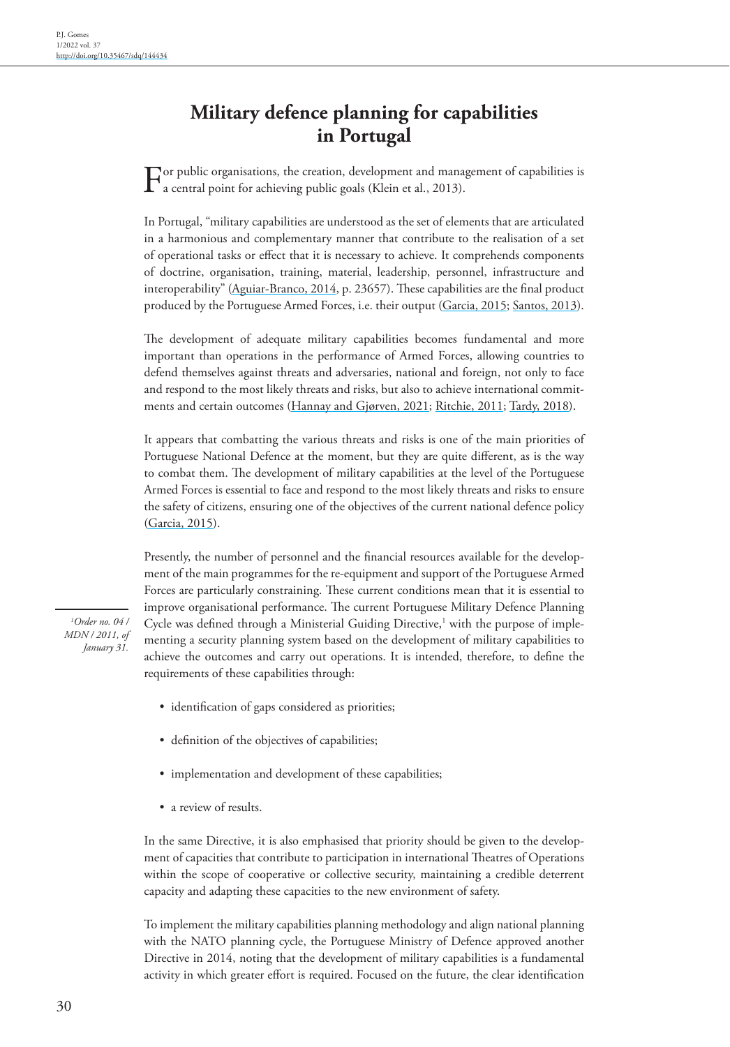# Military defence planning for capabilities in Portugal

For public organisations, the creation, development and management of capabilities is a central point for achieving public goals (Klein et al., 2013).

In Portugal, "military capabilities are understood as the set of elements that are articulated in a harmonious and complementary manner that contribute to the realisation of a set of operational tasks or effect that it is necessary to achieve. It comprehends components of doctrine, organisation, training, material, leadership, personnel, infrastructure and interoperability" (Aguiar-Branco, 2014, p. 23657). These capabilities are the final product produced by the Portuguese Armed Forces, i.e. their output (Garcia, 2015; Santos, 2013).

The development of adequate military capabilities becomes fundamental and more important than operations in the performance of Armed Forces, allowing countries to defend themselves against threats and adversaries, national and foreign, not only to face and respond to the most likely threats and risks, but also to achieve international commitments and certain outcomes (Hannay and Gjørven, 2021; Ritchie, 2011; Tardy, 2018).

It appears that combatting the various threats and risks is one of the main priorities of Portuguese National Defence at the moment, but they are quite different, as is the way to combat them. The development of military capabilities at the level of the Portuguese Armed Forces is essential to face and respond to the most likely threats and risks to ensure the safety of citizens, ensuring one of the objectives of the current national defence policy (Garcia, 2015).

Presently, the number of personnel and the financial resources available for the development of the main programmes for the re-equipment and support of the Portuguese Armed Forces are particularly constraining. These current conditions mean that it is essential to improve organisational performance. The current Portuguese Military Defence Planning Cycle was defined through a Ministerial Guiding Directive,[1] with the purpose of implementing a security planning system based on the development of military capabilities to achieve the outcomes and carry out operations. It is intended, therefore, to define the requirements of these capabilities through:

- identification of gaps considered as priorities;
- definition of the objectives of capabilities;
- implementation and development of these capabilities;
- a review of results.

In the same Directive, it is also emphasised that priority should be given to the development of capacities that contribute to participation in international Theatres of Operations within the scope of cooperative or collective security, maintaining a credible deterrent capacity and adapting these capacities to the new environment of safety.

To implement the military capabilities planning methodology and align national planning with the NATO planning cycle, the Portuguese Ministry of Defence approved another Directive in 2014, noting that the development of military capabilities is a fundamental activity in which greater effort is required. Focused on the future, the clear identification

[1] *Order no. 04 / MDN / 2011, of January 31.*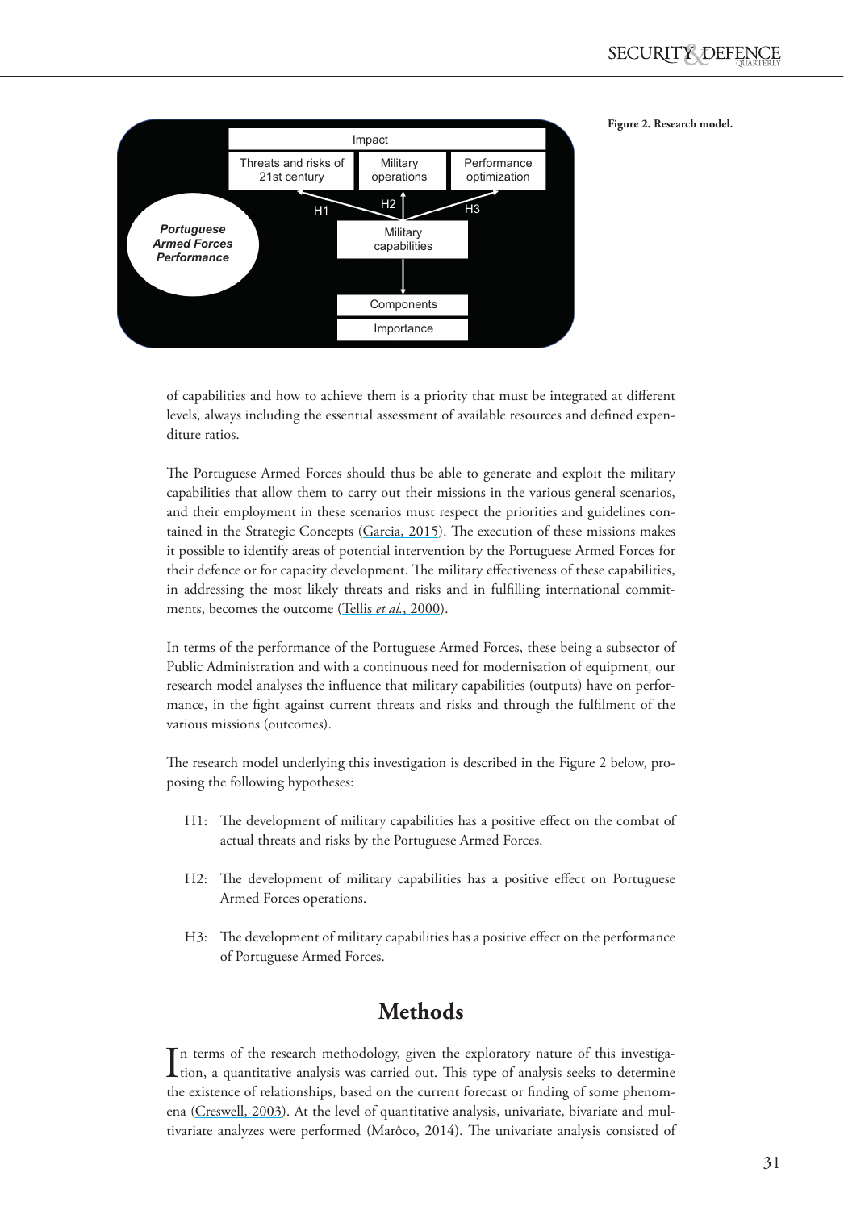Figure 2. Research model.

of capabilities and how to achieve them is a priority that must be integrated at different levels, always including the essential assessment of available resources and defined expenditure ratios.

The Portuguese Armed Forces should thus be able to generate and exploit the military capabilities that allow them to carry out their missions in the various general scenarios, and their employment in these scenarios must respect the priorities and guidelines contained in the Strategic Concepts (Garcia, 2015). The execution of these missions makes it possible to identify areas of potential intervention by the Portuguese Armed Forces for their defence or for capacity development. The military effectiveness of these capabilities, in addressing the most likely threats and risks and in fulfilling international commitments, becomes the outcome (Tellis *et al.*, 2000).

In terms of the performance of the Portuguese Armed Forces, these being a subsector of Public Administration and with a continuous need for modernisation of equipment, our research model analyses the influence that military capabilities (outputs) have on performance, in the fight against current threats and risks and through the fulfilment of the various missions (outcomes).

The research model underlying this investigation is described in the Figure 2 below, proposing the following hypotheses:

- H1: The development of military capabilities has a positive effect on the combat of actual threats and risks by the Portuguese Armed Forces.
- H2: The development of military capabilities has a positive effect on Portuguese Armed Forces operations.
- H3: The development of military capabilities has a positive effect on the performance of Portuguese Armed Forces.

## Methods

In terms of the research methodology, given the exploratory nature of this investigation, a quantitative analysis was carried out. This type of analysis seeks to determine the existence of relationships, based on the current forecast or finding of some phenomena (Creswell, 2003). At the level of quantitative analysis, univariate, bivariate and multivariate analyzes were performed (Marôco, 2014). The univariate analysis consisted of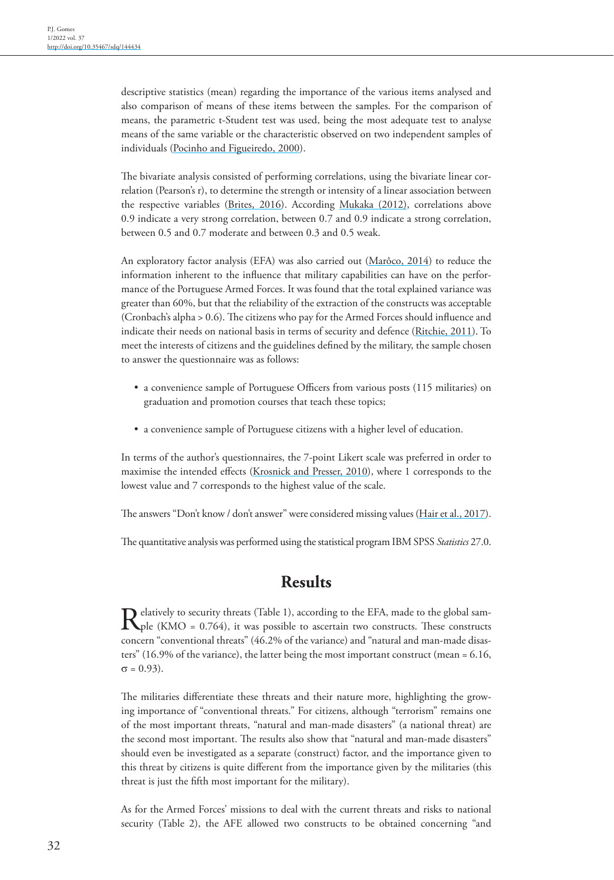descriptive statistics (mean) regarding the importance of the various items analysed and also comparison of means of these items between the samples. For the comparison of means, the parametric t-Student test was used, being the most adequate test to analyse means of the same variable or the characteristic observed on two independent samples of individuals (Pocinho and Figueiredo, 2000).

The bivariate analysis consisted of performing correlations, using the bivariate linear correlation (Pearson's r), to determine the strength or intensity of a linear association between the respective variables (Brites, 2016). According Mukaka (2012), correlations above 0.9 indicate a very strong correlation, between 0.7 and 0.9 indicate a strong correlation, between 0.5 and 0.7 moderate and between 0.3 and 0.5 weak.

An exploratory factor analysis (EFA) was also carried out (Marôco, 2014) to reduce the information inherent to the influence that military capabilities can have on the performance of the Portuguese Armed Forces. It was found that the total explained variance was greater than 60%, but that the reliability of the extraction of the constructs was acceptable (Cronbach's alpha > 0.6). The citizens who pay for the Armed Forces should influence and indicate their needs on national basis in terms of security and defence (Ritchie, 2011). To meet the interests of citizens and the guidelines defined by the military, the sample chosen to answer the questionnaire was as follows:

- a convenience sample of Portuguese Officers from various posts (115 militaries) on graduation and promotion courses that teach these topics;
- a convenience sample of Portuguese citizens with a higher level of education.

In terms of the author's questionnaires, the 7-point Likert scale was preferred in order to maximise the intended effects (Krosnick and Presser, 2010), where 1 corresponds to the lowest value and 7 corresponds to the highest value of the scale.

The answers "Don't know / don't answer" were considered missing values (Hair et al., 2017).

The quantitative analysis was performed using the statistical program IBM SPSS *Statistics* 27.0.

## Results

Relatively to security threats (Table 1), according to the EFA, made to the global sample (KMO = 0.764), it was possible to ascertain two constructs. These constructs concern "conventional threats" (46.2% of the variance) and "natural and man-made disasters" (16.9% of the variance), the latter being the most important construct (mean = 6.16, $\sigma = 0.93$).

The militaries differentiate these threats and their nature more, highlighting the growing importance of "conventional threats." For citizens, although "terrorism" remains one of the most important threats, "natural and man-made disasters" (a national threat) are the second most important. The results also show that "natural and man-made disasters" should even be investigated as a separate (construct) factor, and the importance given to this threat by citizens is quite different from the importance given by the militaries (this threat is just the fifth most important for the military).

As for the Armed Forces' missions to deal with the current threats and risks to national security (Table 2), the AFE allowed two constructs to be obtained concerning "and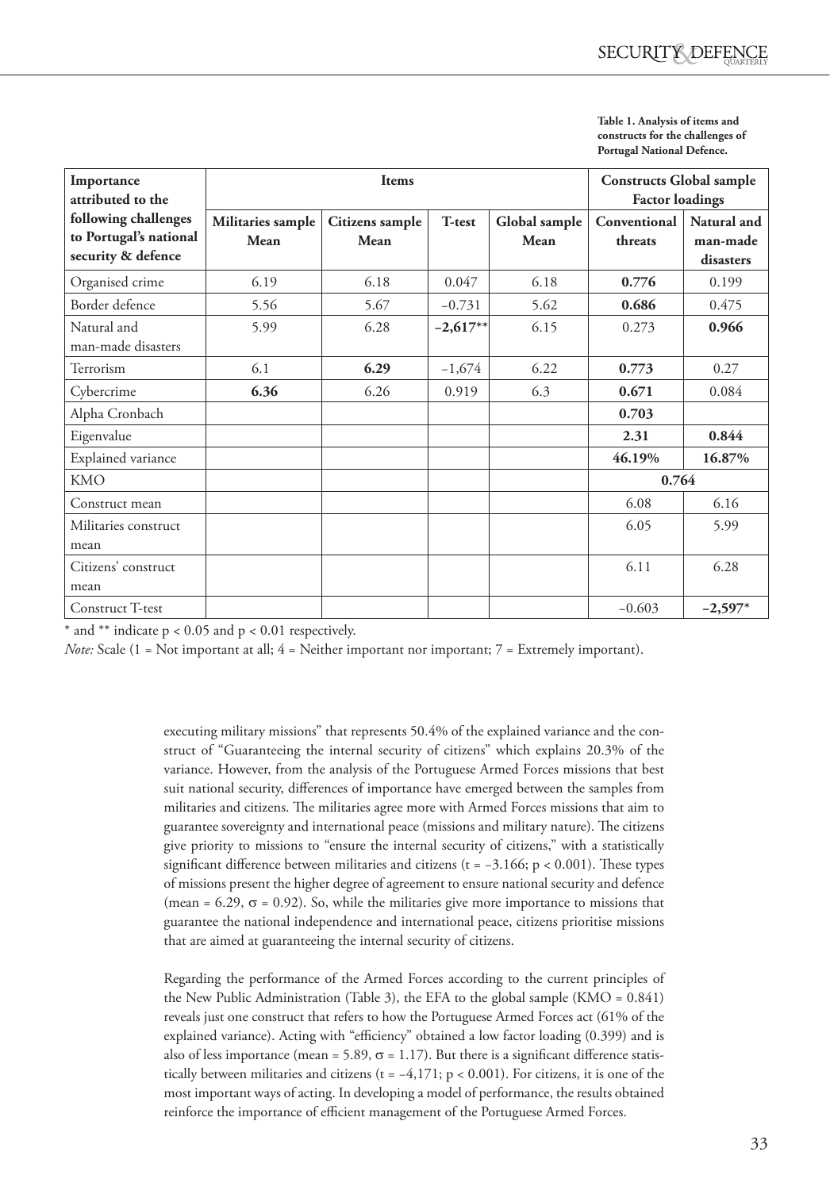**Table 1. Analysis of items and constructs for the challenges of Portugal National Defence.**

| Importance attributed to the following challenges to Portugal's national security & defence | Items | | | | Constructs Global sample Factor loadings | |
|---|---|---|---|---|---|---|
| | Militaries sample Mean | Citizens sample Mean | T-test | Global sample Mean | Conventional threats | Natural and man-made disasters |
| Organised crime | 6.19 | 6.18 | 0.047 | 6.18 | **0.776** | 0.199 |
| Border defence | 5.56 | 5.67 | –0.731 | 5.62 | **0.686** | 0.475 |
| Natural and man-made disasters | 5.99 | 6.28 | **–2,617**** | 6.15 | 0.273 | **0.966** |
| Terrorism | 6.1 | **6.29** | –1,674 | 6.22 | **0.773** | 0.27 |
| Cybercrime | **6.36** | 6.26 | 0.919 | 6.3 | **0.671** | 0.084 |
| Alpha Cronbach | | | | | **0.703** | |
| Eigenvalue | | | | | **2.31** | **0.844** |
| Explained variance | | | | | **46.19%** | **16.87%** |
| KMO | | | | | **0.764** | |
| Construct mean | | | | | 6.08 | 6.16 |
| Militaries construct mean | | | | | 6.05 | 5.99 |
| Citizens' construct mean | | | | | 6.11 | 6.28 |
| Construct T-test | | | | | –0.603 | **–2,597*** |

* and ** indicate $p < 0.05$ and $p < 0.01$ respectively.

*Note:* Scale (1 = Not important at all; 4 = Neither important nor important; 7 = Extremely important).

executing military missions" that represents 50.4% of the explained variance and the construct of "Guaranteeing the internal security of citizens" which explains 20.3% of the variance. However, from the analysis of the Portuguese Armed Forces missions that best suit national security, differences of importance have emerged between the samples from militaries and citizens. The militaries agree more with Armed Forces missions that aim to guarantee sovereignty and international peace (missions and military nature). The citizens give priority to missions to "ensure the internal security of citizens," with a statistically significant difference between militaries and citizens ($t = -3.166$; $p < 0.001$). These types of missions present the higher degree of agreement to ensure national security and defence (mean = 6.29, $\sigma = 0.92$). So, while the militaries give more importance to missions that guarantee the national independence and international peace, citizens prioritise missions that are aimed at guaranteeing the internal security of citizens.

Regarding the performance of the Armed Forces according to the current principles of the New Public Administration (Table 3), the EFA to the global sample (KMO = 0.841) reveals just one construct that refers to how the Portuguese Armed Forces act (61% of the explained variance). Acting with "efficiency" obtained a low factor loading (0.399) and is also of less importance (mean = 5.89, $\sigma = 1.17$). But there is a significant difference statistically between militaries and citizens ($t = -4{,}171$; $p < 0.001$). For citizens, it is one of the most important ways of acting. In developing a model of performance, the results obtained reinforce the importance of efficient management of the Portuguese Armed Forces.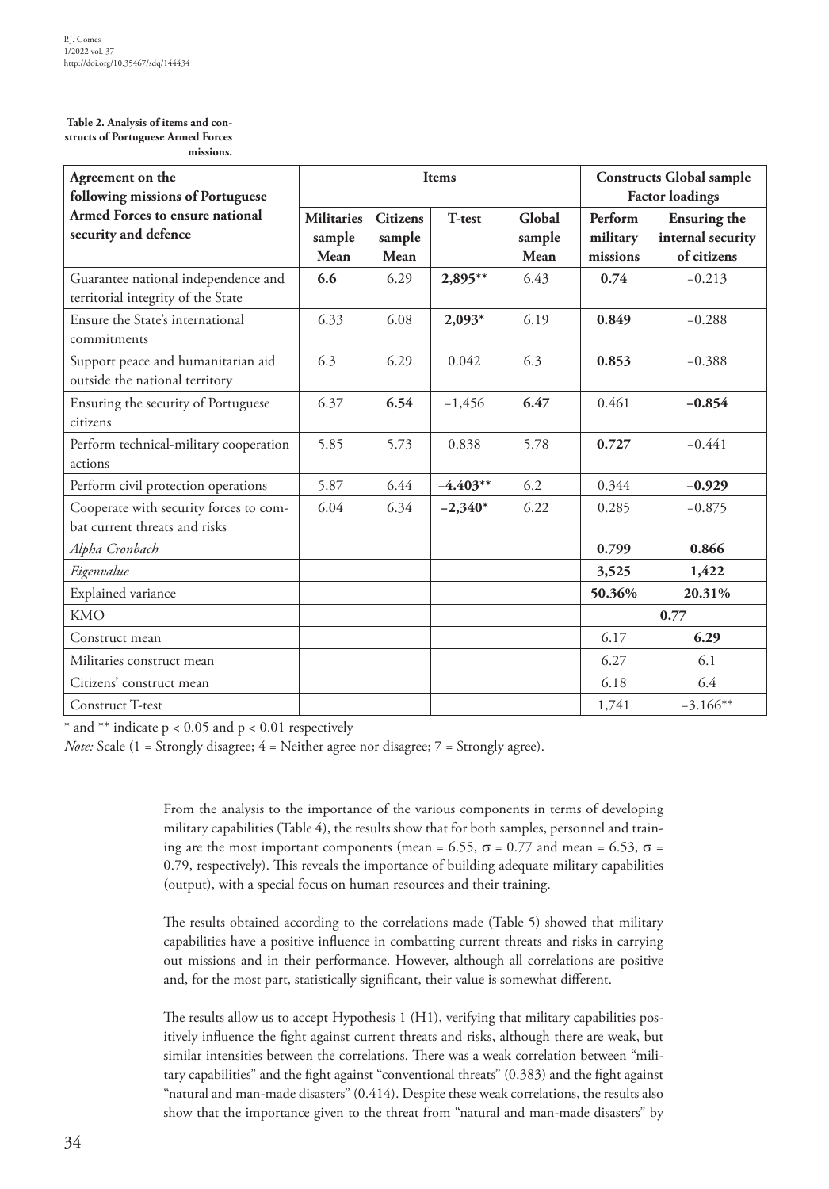**Table 2. Analysis of items and constructs of Portuguese Armed Forces missions.**

| Agreement on the following missions of Portuguese Armed Forces to ensure national security and defence | Items | | | | Constructs Global sample Factor loadings | |
|---|---|---|---|---|---|---|
| | **Militaries sample Mean** | **Citizens sample Mean** | **T-test** | **Global sample Mean** | **Perform military missions** | **Ensuring the internal security of citizens** |
| Guarantee national independence and territorial integrity of the State | **6.6** | 6.29 | **2,895**\*\* | 6.43 | **0.74** | –0.213 |
| Ensure the State's international commitments | 6.33 | 6.08 | **2,093**\* | 6.19 | **0.849** | –0.288 |
| Support peace and humanitarian aid outside the national territory | 6.3 | 6.29 | 0.042 | 6.3 | **0.853** | –0.388 |
| Ensuring the security of Portuguese citizens | 6.37 | **6.54** | –1,456 | **6.47** | 0.461 | **–0.854** |
| Perform technical-military cooperation actions | 5.85 | 5.73 | 0.838 | 5.78 | **0.727** | –0.441 |
| Perform civil protection operations | 5.87 | 6.44 | **–4.403**\*\* | 6.2 | 0.344 | **–0.929** |
| Cooperate with security forces to combat current threats and risks | 6.04 | 6.34 | **–2,340**\* | 6.22 | 0.285 | –0.875 |
| *Alpha Cronbach* | | | | | **0.799** | **0.866** |
| *Eigenvalue* | | | | | **3,525** | **1,422** |
| Explained variance | | | | | **50.36%** | **20.31%** |
| KMO | | | | | 0.77 | |
| Construct mean | | | | | 6.17 | **6.29** |
| Militaries construct mean | | | | | 6.27 | 6.1 |
| Citizens' construct mean | | | | | 6.18 | 6.4 |
| Construct T-test | | | | | 1,741 | –3.166\*\* |

\* and \*\* indicate $p < 0.05$ and $p < 0.01$ respectively

*Note:* Scale (1 = Strongly disagree; 4 = Neither agree nor disagree; 7 = Strongly agree).

From the analysis to the importance of the various components in terms of developing military capabilities (Table 4), the results show that for both samples, personnel and training are the most important components (mean = 6.55, $\sigma$ = 0.77 and mean = 6.53, $\sigma$ = 0.79, respectively). This reveals the importance of building adequate military capabilities (output), with a special focus on human resources and their training.

The results obtained according to the correlations made (Table 5) showed that military capabilities have a positive influence in combatting current threats and risks in carrying out missions and in their performance. However, although all correlations are positive and, for the most part, statistically significant, their value is somewhat different.

The results allow us to accept Hypothesis 1 (H1), verifying that military capabilities positively influence the fight against current threats and risks, although there are weak, but similar intensities between the correlations. There was a weak correlation between "military capabilities" and the fight against "conventional threats" (0.383) and the fight against "natural and man-made disasters" (0.414). Despite these weak correlations, the results also show that the importance given to the threat from "natural and man-made disasters" by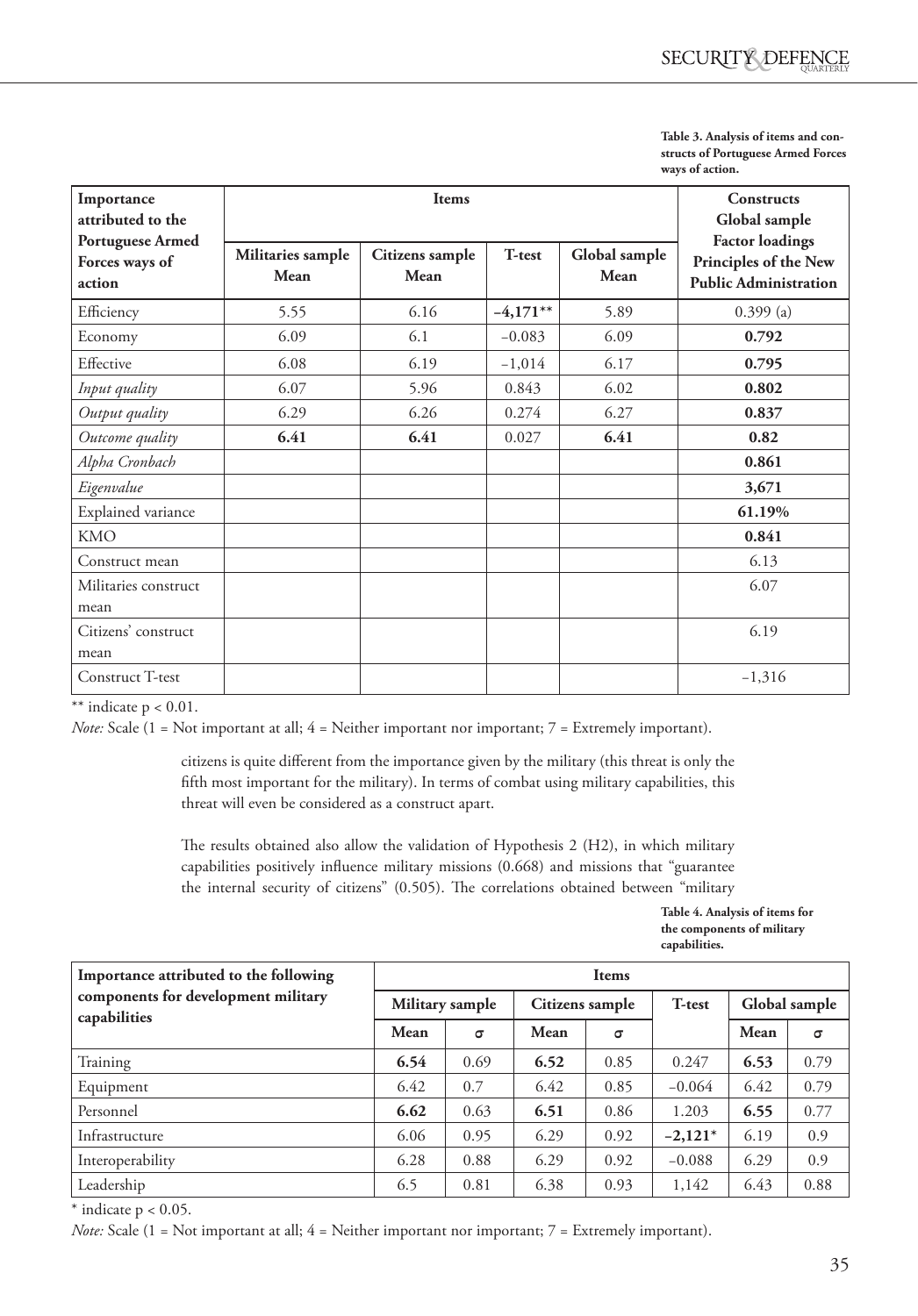**Table 3. Analysis of items and constructs of Portuguese Armed Forces ways of action.**

| Importance attributed to the Portuguese Armed Forces ways of action | Items | | | | Constructs Global sample Factor loadings |
|---|---|---|---|---|---|
| | Militaries sample Mean | Citizens sample Mean | T-test | Global sample Mean | Principles of the New Public Administration |
| Efficiency | 5.55 | 6.16 | –4,171** | 5.89 | 0.399 (a) |
| Economy | 6.09 | 6.1 | –0.083 | 6.09 | **0.792** |
| Effective | 6.08 | 6.19 | –1,014 | 6.17 | **0.795** |
| *Input quality* | 6.07 | 5.96 | 0.843 | 6.02 | **0.802** |
| *Output quality* | 6.29 | 6.26 | 0.274 | 6.27 | **0.837** |
| *Outcome quality* | **6.41** | **6.41** | 0.027 | **6.41** | **0.82** |
| *Alpha Cronbach* | | | | | **0.861** |
| *Eigenvalue* | | | | | **3,671** |
| Explained variance | | | | | **61.19%** |
| KMO | | | | | **0.841** |
| Construct mean | | | | | 6.13 |
| Militaries construct mean | | | | | 6.07 |
| Citizens' construct mean | | | | | 6.19 |
| Construct T-test | | | | | –1,316 |

** indicate $p < 0.01$.

*Note:* Scale (1 = Not important at all; 4 = Neither important nor important; 7 = Extremely important).

citizens is quite different from the importance given by the military (this threat is only the fifth most important for the military). In terms of combat using military capabilities, this threat will even be considered as a construct apart.

The results obtained also allow the validation of Hypothesis 2 (H2), in which military capabilities positively influence military missions (0.668) and missions that "guarantee the internal security of citizens" (0.505). The correlations obtained between "military

**Table 4. Analysis of items for the components of military capabilities.**

| Importance attributed to the following components for development military capabilities | Items | | | | | | |
|---|---|---|---|---|---|---|---|
| | Military sample | | Citizens sample | | T-test | Global sample | |
| | Mean | σ | Mean | σ | | Mean | σ |
| Training | **6.54** | 0.69 | **6.52** | 0.85 | 0.247 | **6.53** | 0.79 |
| Equipment | 6.42 | 0.7 | 6.42 | 0.85 | –0.064 | 6.42 | 0.79 |
| Personnel | **6.62** | 0.63 | **6.51** | 0.86 | 1.203 | **6.55** | 0.77 |
| Infrastructure | 6.06 | 0.95 | 6.29 | 0.92 | **–2,121*** | 6.19 | 0.9 |
| Interoperability | 6.28 | 0.88 | 6.29 | 0.92 | –0.088 | 6.29 | 0.9 |
| Leadership | 6.5 | 0.81 | 6.38 | 0.93 | 1,142 | 6.43 | 0.88 |

* indicate $p < 0.05$.

*Note:* Scale (1 = Not important at all; 4 = Neither important nor important; 7 = Extremely important).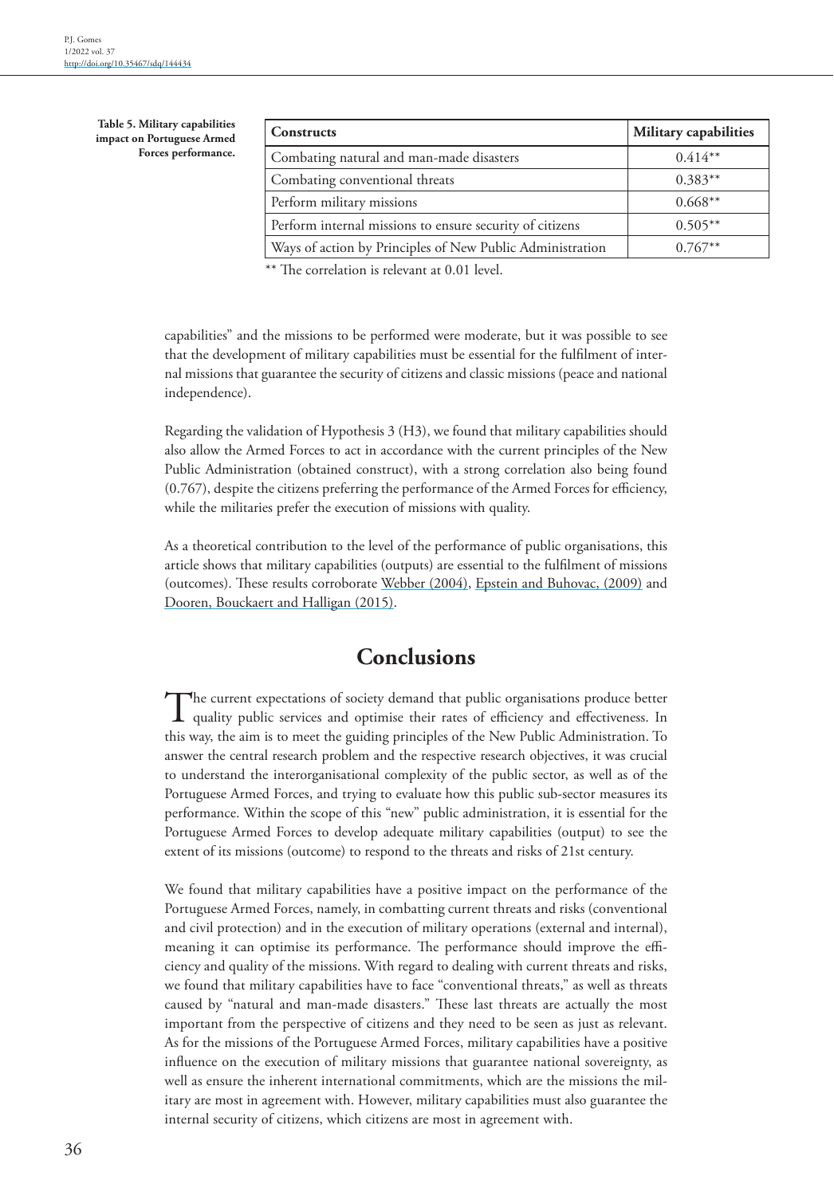**Table 5. Military capabilities impact on Portuguese Armed Forces performance.**

| Constructs | Military capabilities |
|---|---|
| Combating natural and man-made disasters | 0.414** |
| Combating conventional threats | 0.383** |
| Perform military missions | 0.668** |
| Perform internal missions to ensure security of citizens | 0.505** |
| Ways of action by Principles of New Public Administration | 0.767** |

** The correlation is relevant at 0.01 level.

capabilities" and the missions to be performed were moderate, but it was possible to see that the development of military capabilities must be essential for the fulfilment of internal missions that guarantee the security of citizens and classic missions (peace and national independence).

Regarding the validation of Hypothesis 3 (H3), we found that military capabilities should also allow the Armed Forces to act in accordance with the current principles of the New Public Administration (obtained construct), with a strong correlation also being found (0.767), despite the citizens preferring the performance of the Armed Forces for efficiency, while the militaries prefer the execution of missions with quality.

As a theoretical contribution to the level of the performance of public organisations, this article shows that military capabilities (outputs) are essential to the fulfilment of missions (outcomes). These results corroborate Webber (2004), Epstein and Buhovac, (2009) and Dooren, Bouckaert and Halligan (2015).

## Conclusions

The current expectations of society demand that public organisations produce better quality public services and optimise their rates of efficiency and effectiveness. In this way, the aim is to meet the guiding principles of the New Public Administration. To answer the central research problem and the respective research objectives, it was crucial to understand the interorganisational complexity of the public sector, as well as of the Portuguese Armed Forces, and trying to evaluate how this public sub-sector measures its performance. Within the scope of this "new" public administration, it is essential for the Portuguese Armed Forces to develop adequate military capabilities (output) to see the extent of its missions (outcome) to respond to the threats and risks of 21st century.

We found that military capabilities have a positive impact on the performance of the Portuguese Armed Forces, namely, in combatting current threats and risks (conventional and civil protection) and in the execution of military operations (external and internal), meaning it can optimise its performance. The performance should improve the efficiency and quality of the missions. With regard to dealing with current threats and risks, we found that military capabilities have to face "conventional threats," as well as threats caused by "natural and man-made disasters." These last threats are actually the most important from the perspective of citizens and they need to be seen as just as relevant. As for the missions of the Portuguese Armed Forces, military capabilities have a positive influence on the execution of military missions that guarantee national sovereignty, as well as ensure the inherent international commitments, which are the missions the military are most in agreement with. However, military capabilities must also guarantee the internal security of citizens, which citizens are most in agreement with.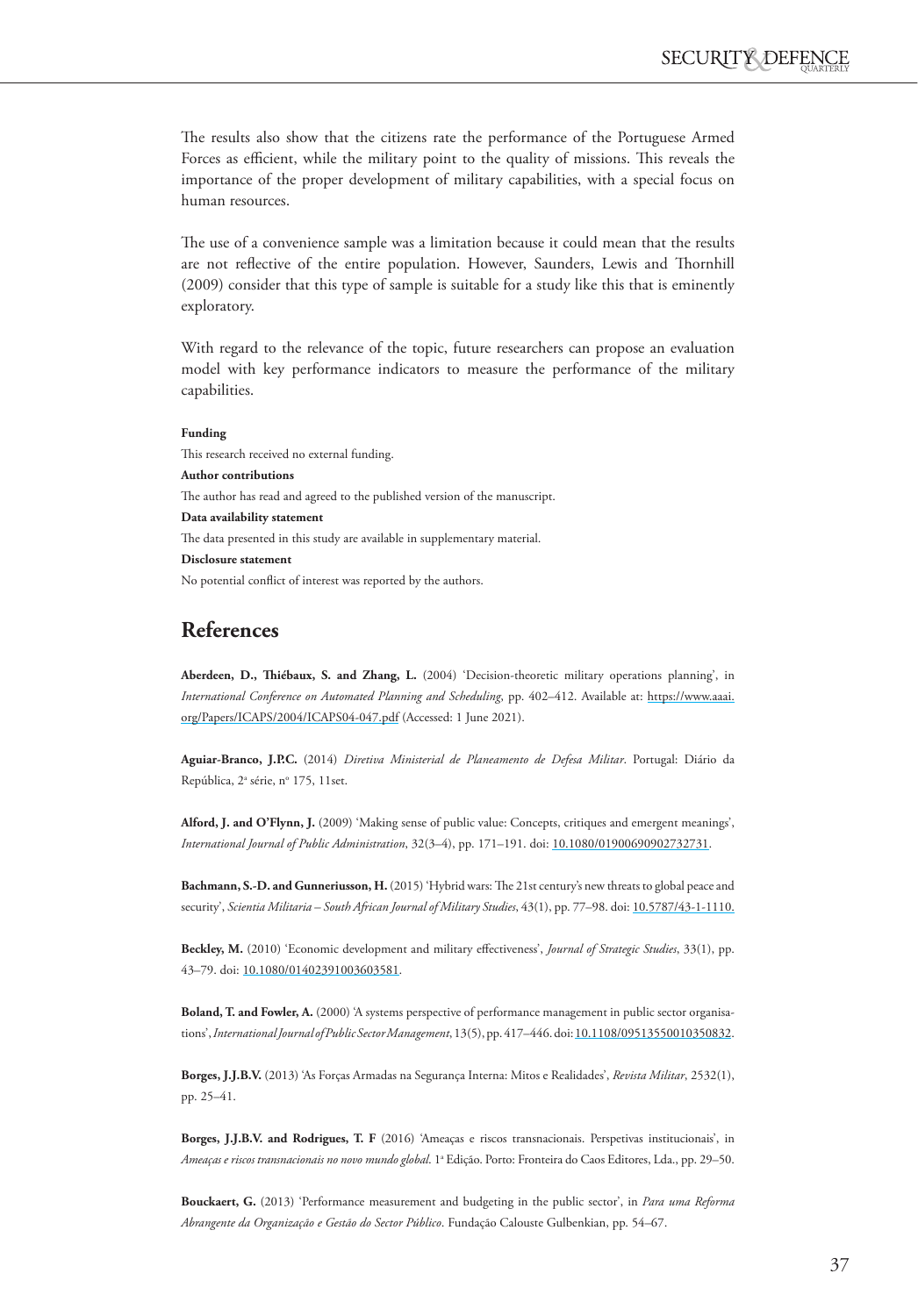The results also show that the citizens rate the performance of the Portuguese Armed Forces as efficient, while the military point to the quality of missions. This reveals the importance of the proper development of military capabilities, with a special focus on human resources.

The use of a convenience sample was a limitation because it could mean that the results are not reflective of the entire population. However, Saunders, Lewis and Thornhill (2009) consider that this type of sample is suitable for a study like this that is eminently exploratory.

With regard to the relevance of the topic, future researchers can propose an evaluation model with key performance indicators to measure the performance of the military capabilities.

**Funding**

This research received no external funding.

**Author contributions**

The author has read and agreed to the published version of the manuscript.

**Data availability statement**

The data presented in this study are available in supplementary material.

**Disclosure statement**

No potential conflict of interest was reported by the authors.

## References

**Aberdeen, D., Thiébaux, S. and Zhang, L.** (2004) 'Decision-theoretic military operations planning', in *International Conference on Automated Planning and Scheduling*, pp. 402–412. Available at: https://www.aaai.org/Papers/ICAPS/2004/ICAPS04-047.pdf (Accessed: 1 June 2021).

**Aguiar-Branco, J.P.C.** (2014) *Diretiva Ministerial de Planeamento de Defesa Militar*. Portugal: Diário da República, 2ª série, nº 175, 11set.

**Alford, J. and O'Flynn, J.** (2009) 'Making sense of public value: Concepts, critiques and emergent meanings', *International Journal of Public Administration*, 32(3–4), pp. 171–191. doi: 10.1080/01900690902732731.

**Bachmann, S.-D. and Gunneriusson, H.** (2015) 'Hybrid wars: The 21st century's new threats to global peace and security', *Scientia Militaria – South African Journal of Military Studies*, 43(1), pp. 77–98. doi: 10.5787/43-1-1110.

**Beckley, M.** (2010) 'Economic development and military effectiveness', *Journal of Strategic Studies*, 33(1), pp. 43–79. doi: 10.1080/01402391003603581.

**Boland, T. and Fowler, A.** (2000) 'A systems perspective of performance management in public sector organisations', *International Journal of Public Sector Management*, 13(5), pp. 417–446. doi: 10.1108/09513550010350832.

**Borges, J.J.B.V.** (2013) 'As Forças Armadas na Segurança Interna: Mitos e Realidades', *Revista Militar*, 2532(1), pp. 25–41.

**Borges, J.J.B.V. and Rodrigues, T. F** (2016) 'Ameaças e riscos transnacionais. Perspetivas institucionais', in *Ameaças e riscos transnacionais no novo mundo global*. 1ª Edição. Porto: Fronteira do Caos Editores, Lda., pp. 29–50.

**Bouckaert, G.** (2013) 'Performance measurement and budgeting in the public sector', in *Para uma Reforma Abrangente da Organização e Gestão do Sector Público*. Fundação Calouste Gulbenkian, pp. 54–67.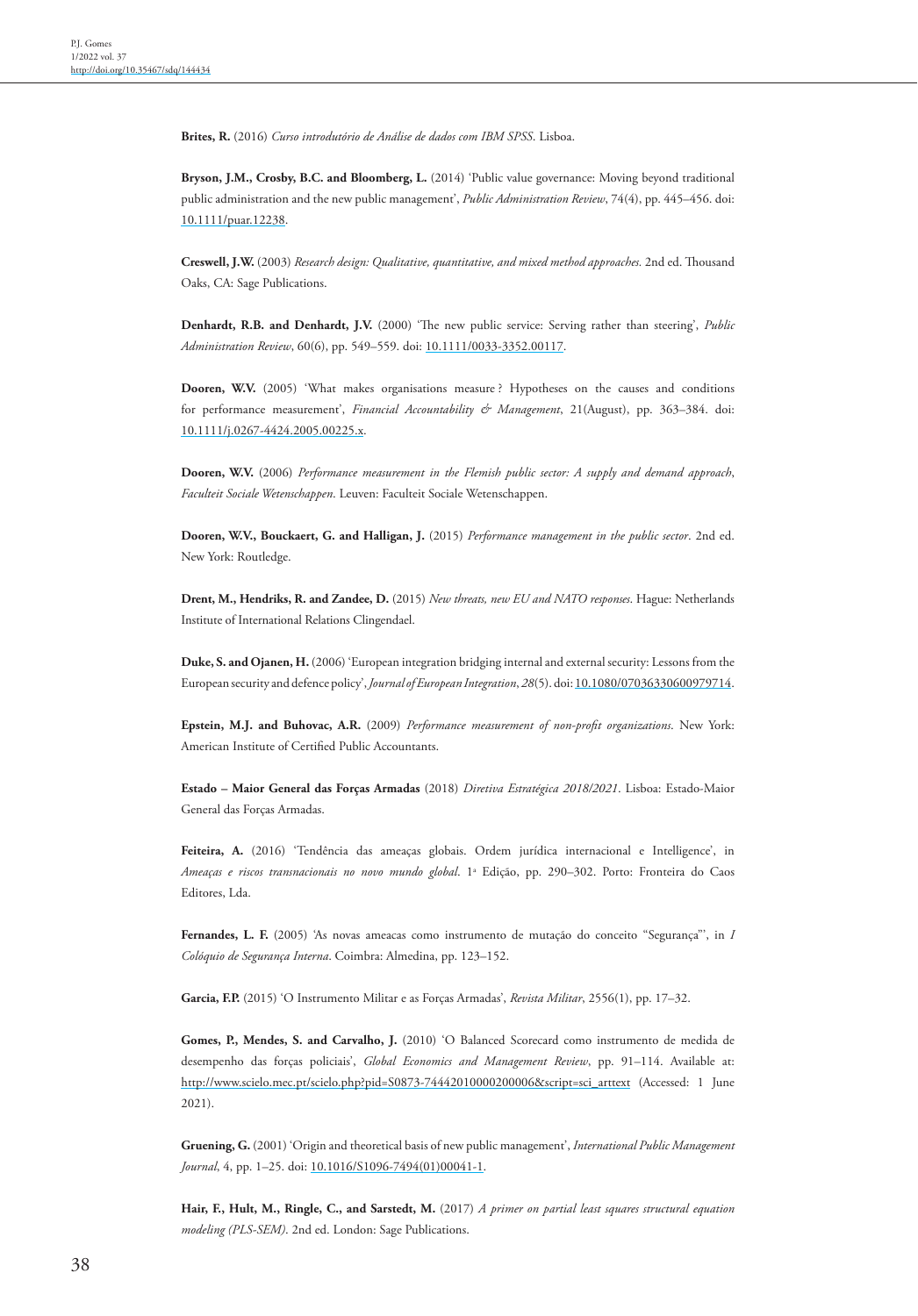**Brites, R.** (2016) *Curso introdutório de Análise de dados com IBM SPSS*. Lisboa.

**Bryson, J.M., Crosby, B.C. and Bloomberg, L.** (2014) 'Public value governance: Moving beyond traditional public administration and the new public management', *Public Administration Review*, 74(4), pp. 445–456. doi: 10.1111/puar.12238.

**Creswell, J.W.** (2003) *Research design: Qualitative, quantitative, and mixed method approaches*. 2nd ed. Thousand Oaks, CA: Sage Publications.

**Denhardt, R.B. and Denhardt, J.V.** (2000) 'The new public service: Serving rather than steering', *Public Administration Review*, 60(6), pp. 549–559. doi: 10.1111/0033-3352.00117.

**Dooren, W.V.** (2005) 'What makes organisations measure ? Hypotheses on the causes and conditions for performance measurement', *Financial Accountability & Management*, 21(August), pp. 363–384. doi: 10.1111/j.0267-4424.2005.00225.x.

**Dooren, W.V.** (2006) *Performance measurement in the Flemish public sector: A supply and demand approach*, *Faculteit Sociale Wetenschappen*. Leuven: Faculteit Sociale Wetenschappen.

**Dooren, W.V., Bouckaert, G. and Halligan, J.** (2015) *Performance management in the public sector*. 2nd ed. New York: Routledge.

**Drent, M., Hendriks, R. and Zandee, D.** (2015) *New threats, new EU and NATO responses*. Hague: Netherlands Institute of International Relations Clingendael.

**Duke, S. and Ojanen, H.** (2006) 'European integration bridging internal and external security: Lessons from the European security and defence policy', *Journal of European Integration*, *28*(5). doi: 10.1080/07036330600979714.

**Epstein, M.J. and Buhovac, A.R.** (2009) *Performance measurement of non-profit organizations*. New York: American Institute of Certified Public Accountants.

**Estado – Maior General das Forças Armadas** (2018) *Diretiva Estratégica 2018/2021*. Lisboa: Estado-Maior General das Forças Armadas.

**Feiteira, A.** (2016) 'Tendência das ameaças globais. Ordem jurídica internacional e Intelligence', in *Ameaças e riscos transnacionais no novo mundo global*. 1ª Edição, pp. 290–302. Porto: Fronteira do Caos Editores, Lda.

**Fernandes, L. F.** (2005) 'As novas ameacas como instrumento de mutação do conceito "Segurança"', in *I Colóquio de Segurança Interna*. Coimbra: Almedina, pp. 123–152.

**Garcia, F.P.** (2015) 'O Instrumento Militar e as Forças Armadas', *Revista Militar*, 2556(1), pp. 17–32.

**Gomes, P., Mendes, S. and Carvalho, J.** (2010) 'O Balanced Scorecard como instrumento de medida de desempenho das forças policiais', *Global Economics and Management Review*, pp. 91–114. Available at: http://www.scielo.mec.pt/scielo.php?pid=S0873-74442010000200006&script=sci_arttext (Accessed: 1 June 2021).

**Gruening, G.** (2001) 'Origin and theoretical basis of new public management', *International Public Management Journal*, 4, pp. 1–25. doi: 10.1016/S1096-7494(01)00041-1.

**Hair, F., Hult, M., Ringle, C., and Sarstedt, M.** (2017) *A primer on partial least squares structural equation modeling (PLS-SEM)*. 2nd ed. London: Sage Publications.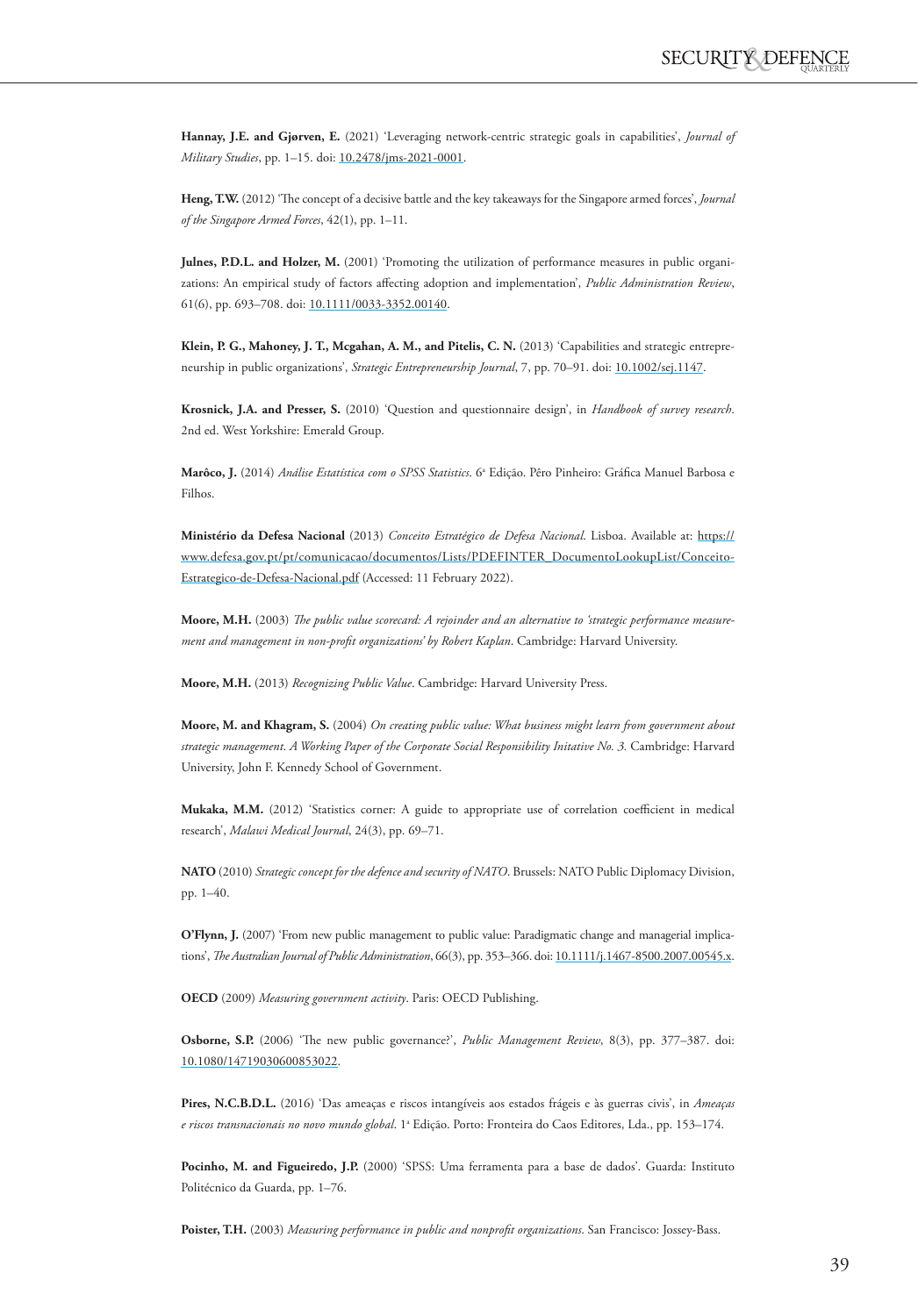**Hannay, J.E. and Gjørven, E.** (2021) 'Leveraging network-centric strategic goals in capabilities', *Journal of Military Studies*, pp. 1–15. doi: 10.2478/jms-2021-0001.

**Heng, T.W.** (2012) 'The concept of a decisive battle and the key takeaways for the Singapore armed forces', *Journal of the Singapore Armed Forces*, 42(1), pp. 1–11.

**Julnes, P.D.L. and Holzer, M.** (2001) 'Promoting the utilization of performance measures in public organizations: An empirical study of factors affecting adoption and implementation', *Public Administration Review*, 61(6), pp. 693–708. doi: 10.1111/0033-3352.00140.

**Klein, P. G., Mahoney, J. T., Mcgahan, A. M., and Pitelis, C. N.** (2013) 'Capabilities and strategic entrepreneurship in public organizations', *Strategic Entrepreneurship Journal*, 7, pp. 70–91. doi: 10.1002/sej.1147.

**Krosnick, J.A. and Presser, S.** (2010) 'Question and questionnaire design', in *Handbook of survey research*. 2nd ed. West Yorkshire: Emerald Group.

**Marôco, J.** (2014) *Análise Estatística com o SPSS Statistics*. 6ª Edição. Pêro Pinheiro: Gráfica Manuel Barbosa e Filhos.

**Ministério da Defesa Nacional** (2013) *Conceito Estratégico de Defesa Nacional*. Lisboa. Available at: https://www.defesa.gov.pt/pt/comunicacao/documentos/Lists/PDEFINTER_DocumentoLookupList/Conceito-Estrategico-de-Defesa-Nacional.pdf (Accessed: 11 February 2022).

**Moore, M.H.** (2003) *The public value scorecard: A rejoinder and an alternative to 'strategic performance measurement and management in non-profit organizations' by Robert Kaplan*. Cambridge: Harvard University.

**Moore, M.H.** (2013) *Recognizing Public Value*. Cambridge: Harvard University Press.

**Moore, M. and Khagram, S.** (2004) *On creating public value: What business might learn from government about strategic management. A Working Paper of the Corporate Social Responsibility Initative No. 3.* Cambridge: Harvard University, John F. Kennedy School of Government.

**Mukaka, M.M.** (2012) 'Statistics corner: A guide to appropriate use of correlation coefficient in medical research', *Malawi Medical Journal*, 24(3), pp. 69–71.

**NATO** (2010) *Strategic concept for the defence and security of NATO*. Brussels: NATO Public Diplomacy Division, pp. 1–40.

**O'Flynn, J.** (2007) 'From new public management to public value: Paradigmatic change and managerial implications', *The Australian Journal of Public Administration*, 66(3), pp. 353–366. doi: 10.1111/j.1467-8500.2007.00545.x.

**OECD** (2009) *Measuring government activity*. Paris: OECD Publishing.

**Osborne, S.P.** (2006) 'The new public governance?', *Public Management Review*, 8(3), pp. 377–387. doi: 10.1080/14719030600853022.

**Pires, N.C.B.D.L.** (2016) 'Das ameaças e riscos intangíveis aos estados frágeis e às guerras civis', in *Ameaças e riscos transnacionais no novo mundo global*. 1ª Edição. Porto: Fronteira do Caos Editores, Lda., pp. 153–174.

**Pocinho, M. and Figueiredo, J.P.** (2000) 'SPSS: Uma ferramenta para a base de dados'. Guarda: Instituto Politécnico da Guarda, pp. 1–76.

**Poister, T.H.** (2003) *Measuring performance in public and nonprofit organizations*. San Francisco: Jossey-Bass.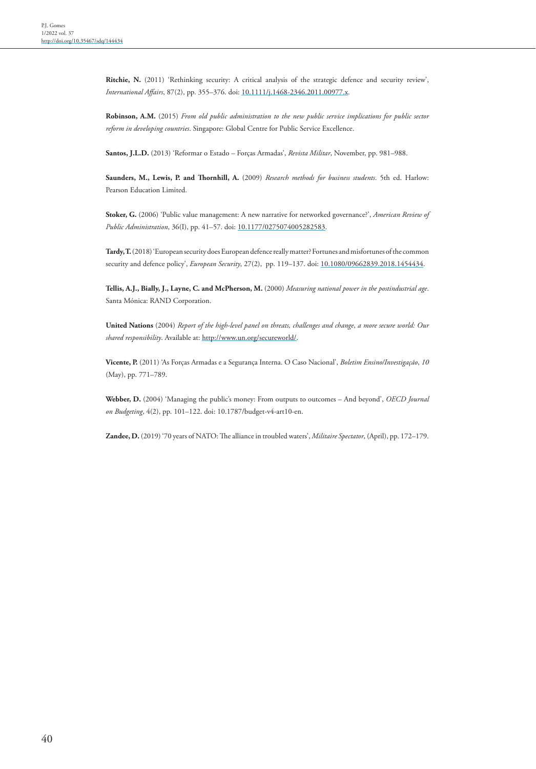**Ritchie, N.** (2011) 'Rethinking security: A critical analysis of the strategic defence and security review', *International Affairs*, 87(2), pp. 355–376. doi: 10.1111/j.1468-2346.2011.00977.x.

**Robinson, A.M.** (2015) *From old public administration to the new public service implications for public sector reform in developing countries*. Singapore: Global Centre for Public Service Excellence.

**Santos, J.L.D.** (2013) 'Reformar o Estado – Forças Armadas', *Revista Militar*, November, pp. 981–988.

**Saunders, M., Lewis, P. and Thornhill, A.** (2009) *Research methods for business students*. 5th ed. Harlow: Pearson Education Limited.

**Stoker, G.** (2006) 'Public value management: A new narrative for networked governance?', *American Review of Public Administration*, 36(I), pp. 41–57. doi: 10.1177/0275074005282583.

**Tardy, T.** (2018) 'European security does European defence really matter? Fortunes and misfortunes of the common security and defence policy', *European Security*, 27(2), pp. 119–137. doi: 10.1080/09662839.2018.1454434.

**Tellis, A.J., Bially, J., Layne, C. and McPherson, M.** (2000) *Measuring national power in the postindustrial age*. Santa Mónica: RAND Corporation.

**United Nations** (2004) *Report of the high-level panel on threats, challenges and change, a more secure world: Our shared responsibility*. Available at: http://www.un.org/secureworld/.

**Vicente, P.** (2011) 'As Forças Armadas e a Segurança Interna. O Caso Nacional', *Boletim Ensino/Investigação*, *10* (May), pp. 771–789.

**Webber, D.** (2004) 'Managing the public's money: From outputs to outcomes – And beyond', *OECD Journal on Budgeting*, 4(2), pp. 101–122. doi: 10.1787/budget-v4-art10-en.

**Zandee, D.** (2019) '70 years of NATO: The alliance in troubled waters', *Militaire Spectator*, (April), pp. 172–179.